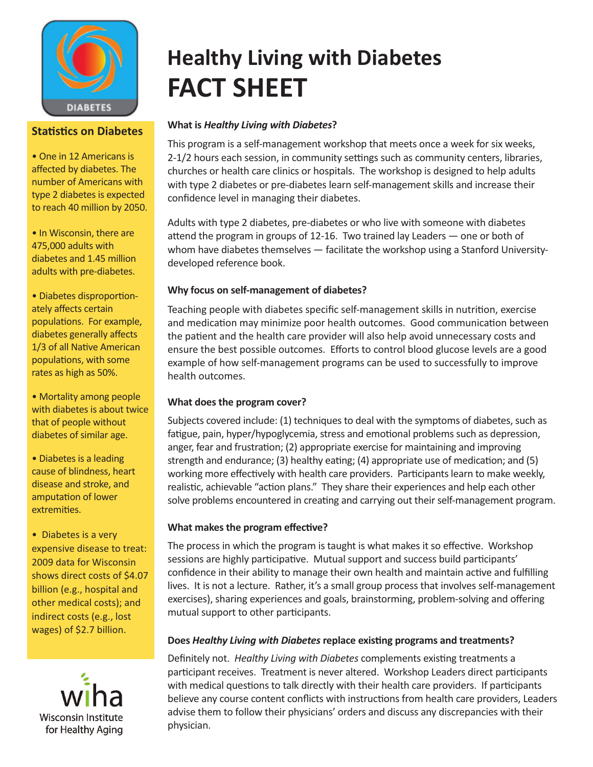# Healthy Living with Diabetes FACT SHEET

## Statistics on Diabetes

- One in 12 Americans is affected by diabetes. The number of Americans with type 2 diabetes is expected to reach 40 million by 2050.
- In Wisconsin, there are 475,000 adults with diabetes and 1.45 million adults with pre-diabetes.
- Diabetes disproportionately affects certain populations. For example, diabetes generally affects 1/3 of all Native American populations, with some rates as high as 50%.
- Mortality among people with diabetes is about twice that of people without diabetes of similar age.
- Diabetes is a leading cause of blindness, heart disease and stroke, and amputation of lower extremities.
- Diabetes is a very expensive disease to treat: 2009 data for Wisconsin shows direct costs of $4.07 billion (e.g., hospital and other medical costs); and indirect costs (e.g., lost wages) of $2.7 billion.

wiha Wisconsin Institute for Healthy Aging

**What is *Healthy Living with Diabetes*?**

This program is a self-management workshop that meets once a week for six weeks, 2-1/2 hours each session, in community settings such as community centers, libraries, churches or health care clinics or hospitals. The workshop is designed to help adults with type 2 diabetes or pre-diabetes learn self-management skills and increase their confidence level in managing their diabetes.

Adults with type 2 diabetes, pre-diabetes or who live with someone with diabetes attend the program in groups of 12-16. Two trained lay Leaders — one or both of whom have diabetes themselves — facilitate the workshop using a Stanford University-developed reference book.

**Why focus on self-management of diabetes?**

Teaching people with diabetes specific self-management skills in nutrition, exercise and medication may minimize poor health outcomes. Good communication between the patient and the health care provider will also help avoid unnecessary costs and ensure the best possible outcomes. Efforts to control blood glucose levels are a good example of how self-management programs can be used to successfully to improve health outcomes.

**What does the program cover?**

Subjects covered include: (1) techniques to deal with the symptoms of diabetes, such as fatigue, pain, hyper/hypoglycemia, stress and emotional problems such as depression, anger, fear and frustration; (2) appropriate exercise for maintaining and improving strength and endurance; (3) healthy eating; (4) appropriate use of medication; and (5) working more effectively with health care providers. Participants learn to make weekly, realistic, achievable "action plans." They share their experiences and help each other solve problems encountered in creating and carrying out their self-management program.

**What makes the program effective?**

The process in which the program is taught is what makes it so effective. Workshop sessions are highly participative. Mutual support and success build participants' confidence in their ability to manage their own health and maintain active and fulfilling lives. It is not a lecture. Rather, it's a small group process that involves self-management exercises), sharing experiences and goals, brainstorming, problem-solving and offering mutual support to other participants.

**Does *Healthy Living with Diabetes* replace existing programs and treatments?**

Definitely not. *Healthy Living with Diabetes* complements existing treatments a participant receives. Treatment is never altered. Workshop Leaders direct participants with medical questions to talk directly with their health care providers. If participants believe any course content conflicts with instructions from health care providers, Leaders advise them to follow their physicians' orders and discuss any discrepancies with their physician.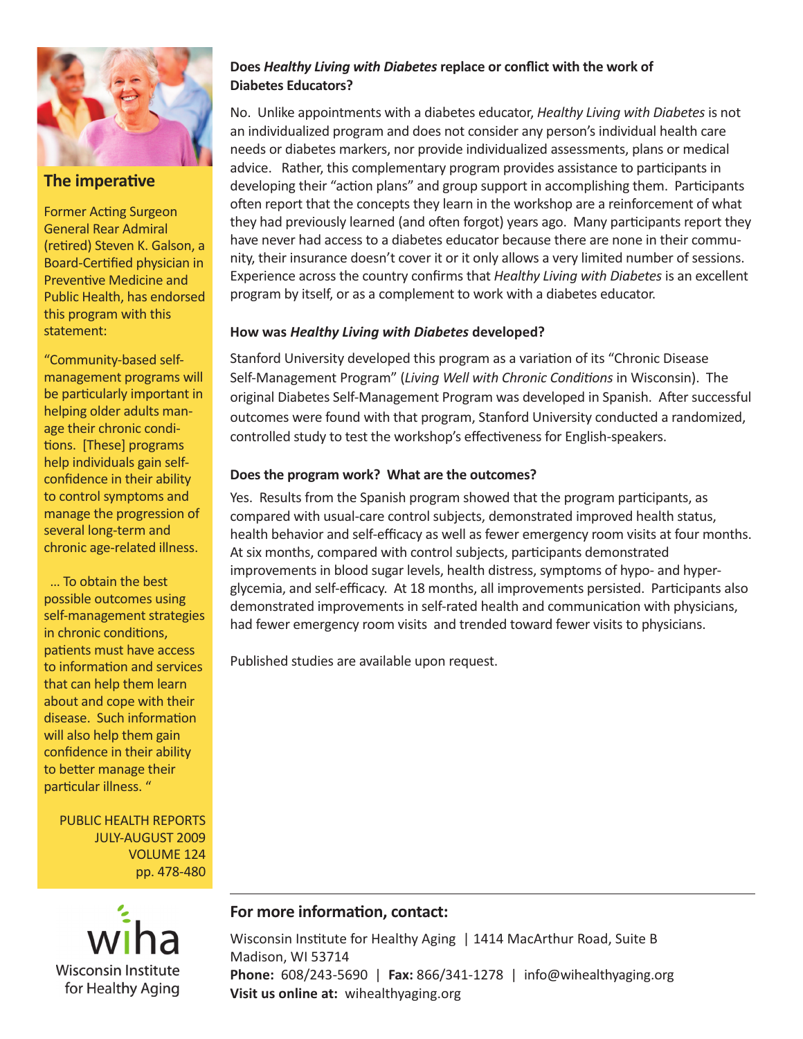## The imperative

Former Acting Surgeon General Rear Admiral (retired) Steven K. Galson, a Board-Certified physician in Preventive Medicine and Public Health, has endorsed this program with this statement:

"Community-based self-management programs will be particularly important in helping older adults manage their chronic conditions. [These] programs help individuals gain self-confidence in their ability to control symptoms and manage the progression of several long-term and chronic age-related illness.

... To obtain the best possible outcomes using self-management strategies in chronic conditions, patients must have access to information and services that can help them learn about and cope with their disease. Such information will also help them gain confidence in their ability to better manage their particular illness. "

PUBLIC HEALTH REPORTS
JULY-AUGUST 2009
VOLUME 124
pp. 478-480

wiha
Wisconsin Institute for Healthy Aging

**Does *Healthy Living with Diabetes* replace or conflict with the work of Diabetes Educators?**

No. Unlike appointments with a diabetes educator, *Healthy Living with Diabetes* is not an individualized program and does not consider any person's individual health care needs or diabetes markers, nor provide individualized assessments, plans or medical advice. Rather, this complementary program provides assistance to participants in developing their "action plans" and group support in accomplishing them. Participants often report that the concepts they learn in the workshop are a reinforcement of what they had previously learned (and often forgot) years ago. Many participants report they have never had access to a diabetes educator because there are none in their community, their insurance doesn't cover it or it only allows a very limited number of sessions. Experience across the country confirms that *Healthy Living with Diabetes* is an excellent program by itself, or as a complement to work with a diabetes educator.

**How was *Healthy Living with Diabetes* developed?**

Stanford University developed this program as a variation of its "Chronic Disease Self-Management Program" (*Living Well with Chronic Conditions* in Wisconsin). The original Diabetes Self-Management Program was developed in Spanish. After successful outcomes were found with that program, Stanford University conducted a randomized, controlled study to test the workshop's effectiveness for English-speakers.

**Does the program work? What are the outcomes?**

Yes. Results from the Spanish program showed that the program participants, as compared with usual-care control subjects, demonstrated improved health status, health behavior and self-efficacy as well as fewer emergency room visits at four months. At six months, compared with control subjects, participants demonstrated improvements in blood sugar levels, health distress, symptoms of hypo- and hyper-glycemia, and self-efficacy. At 18 months, all improvements persisted. Participants also demonstrated improvements in self-rated health and communication with physicians, had fewer emergency room visits and trended toward fewer visits to physicians.

Published studies are available upon request.

### For more information, contact:

Wisconsin Institute for Healthy Aging | 1414 MacArthur Road, Suite B
Madison, WI 53714
**Phone:** 608/243-5690 | **Fax:** 866/341-1278 | info@wihealthyaging.org
**Visit us online at:** wihealthyaging.org